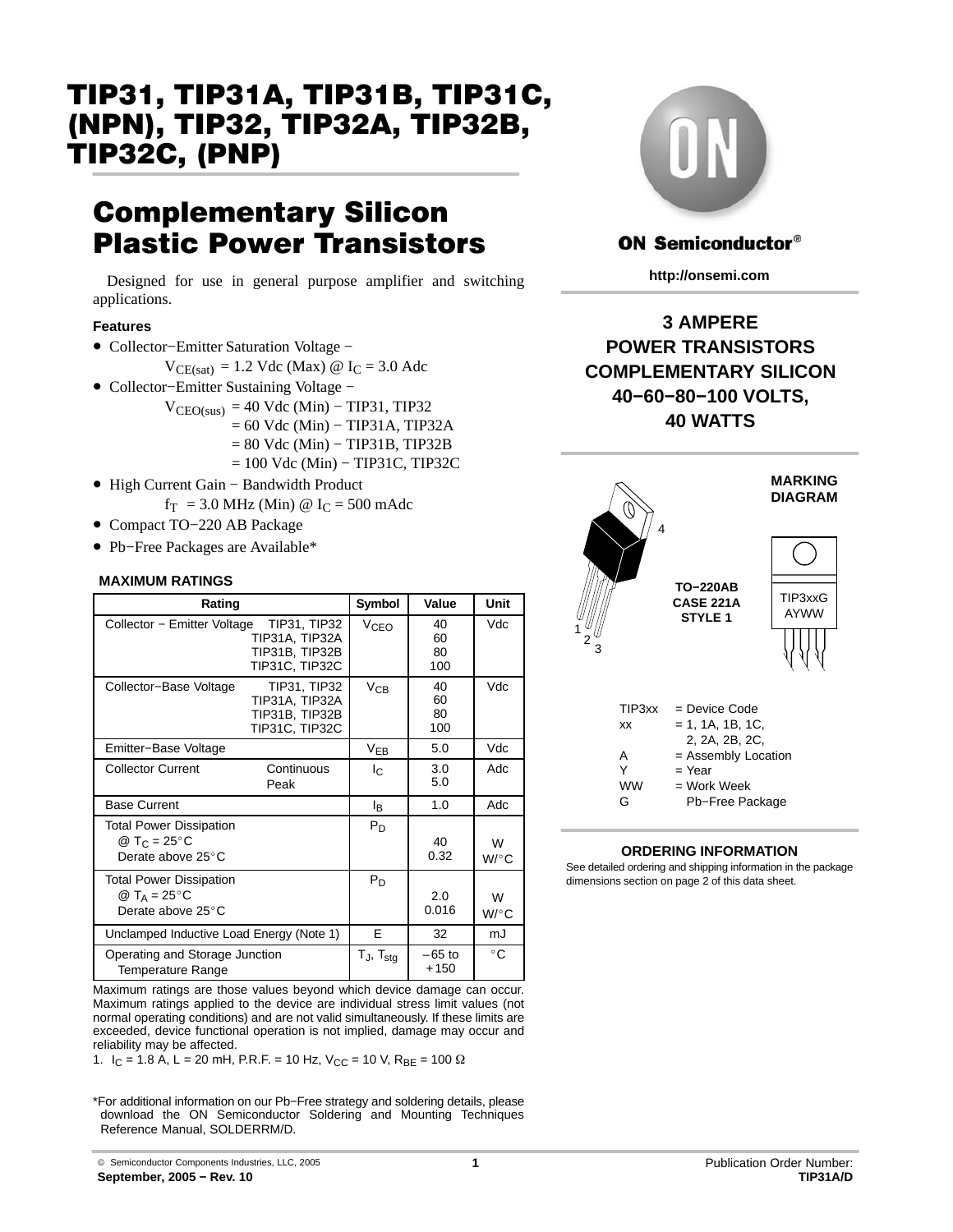# TIP31, TIP31A, TIP31B, TIP31C, (NPN), TIP32, TIP32A, TIP32B, TIP32C, (PNP)

## Complementary Silicon Plastic Power Transistors

Designed for use in general purpose amplifier and switching applications.

### Features

- Collector−Emitter Saturation Voltage −
  $V_{CE(sat)}$ = 1.2 Vdc (Max) @ $I_C$ = 3.0 Adc
- Collector−Emitter Sustaining Voltage −
  $V_{CEO(sus)}$ = 40 Vdc (Min) − TIP31, TIP32
  = 60 Vdc (Min) − TIP31A, TIP32A
  = 80 Vdc (Min) − TIP31B, TIP32B
  = 100 Vdc (Min) − TIP31C, TIP32C
- High Current Gain − Bandwidth Product
  $f_T$ = 3.0 MHz (Min) @ $I_C$ = 500 mAdc
- Compact TO−220 AB Package
- Pb−Free Packages are Available*

### MAXIMUM RATINGS

| Rating | | Symbol | Value | Unit |
|---|---|---|---|---|
| Collector − Emitter Voltage | TIP31, TIP32<br>TIP31A, TIP32A<br>TIP31B, TIP32B<br>TIP31C, TIP32C | $V_{CEO}$ | 40<br>60<br>80<br>100 | Vdc |
| Collector−Base Voltage | TIP31, TIP32<br>TIP31A, TIP32A<br>TIP31B, TIP32B<br>TIP31C, TIP32C | $V_{CB}$ | 40<br>60<br>80<br>100 | Vdc |
| Emitter−Base Voltage | | $V_{EB}$ | 5.0 | Vdc |
| Collector Current | Continuous<br>Peak | $I_C$ | 3.0<br>5.0 | Adc |
| Base Current | | $I_B$ | 1.0 | Adc |
| Total Power Dissipation<br>@ $T_C$ = 25°C<br>Derate above 25°C | | $P_D$ | 40<br>0.32 | W<br>W/°C |
| Total Power Dissipation<br>@ $T_A$ = 25°C<br>Derate above 25°C | | $P_D$ | 2.0<br>0.016 | W<br>W/°C |
| Unclamped Inductive Load Energy (Note 1) | | E | 32 | mJ |
| Operating and Storage Junction Temperature Range | | $T_J$, $T_{stg}$ | −65 to +150 | °C |

Maximum ratings are those values beyond which device damage can occur. Maximum ratings applied to the device are individual stress limit values (not normal operating conditions) and are not valid simultaneously. If these limits are exceeded, device functional operation is not implied, damage may occur and reliability may be affected.

1. $I_C$ = 1.8 A, L = 20 mH, P.R.F. = 10 Hz, $V_{CC}$ = 10 V, $R_{BE}$ = 100 Ω

*For additional information on our Pb−Free strategy and soldering details, please download the ON Semiconductor Soldering and Mounting Techniques Reference Manual, SOLDERRM/D.

ON Semiconductor®

http://onsemi.com

**3 AMPERE POWER TRANSISTORS COMPLEMENTARY SILICON 40−60−80−100 VOLTS, 40 WATTS**

TO−220AB
CASE 221A
STYLE 1

**MARKING DIAGRAM**

TIP3xxG
AYWW

TIP3xx = Device Code
xx = 1, 1A, 1B, 1C, 2, 2A, 2B, 2C,
A = Assembly Location
Y = Year
WW = Work Week
G Pb−Free Package

### ORDERING INFORMATION

See detailed ordering and shipping information in the package dimensions section on page 2 of this data sheet.

© Semiconductor Components Industries, LLC, 2005
September, 2005 − Rev. 10

Publication Order Number:
TIP31A/D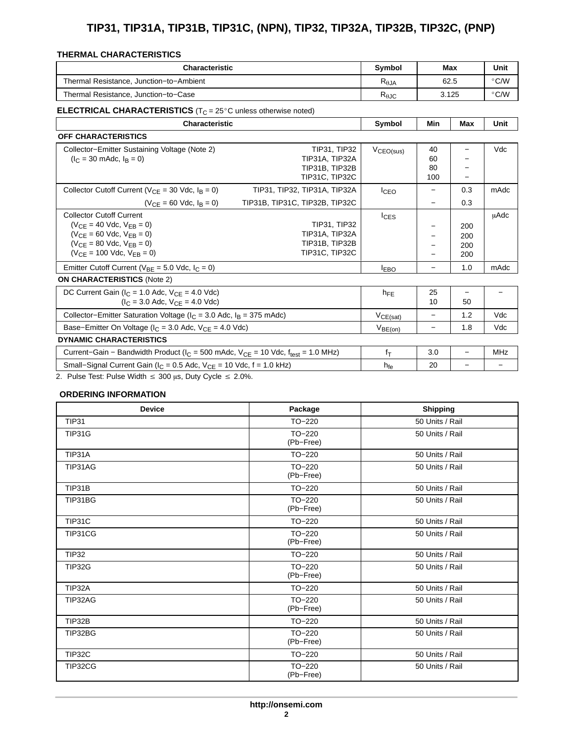### THERMAL CHARACTERISTICS

| Characteristic | Symbol | Max | Unit |
|---|---|---|---|
| Thermal Resistance, Junction−to−Ambient | $R_{\theta JA}$ | 62.5 | °C/W |
| Thermal Resistance, Junction−to−Case | $R_{\theta JC}$ | 3.125 | °C/W |

### ELECTRICAL CHARACTERISTICS ($T_C$ = 25°C unless otherwise noted)

| Characteristic | | Symbol | Min | Max | Unit |
|---|---|---|---|---|---|
| **OFF CHARACTERISTICS** | | | | | |
| Collector−Emitter Sustaining Voltage (Note 2) ($I_C$ = 30 mAdc, $I_B$ = 0) | TIP31, TIP32<br>TIP31A, TIP32A<br>TIP31B, TIP32B<br>TIP31C, TIP32C | $V_{CEO(sus)}$ | 40<br>60<br>80<br>100 | −<br>−<br>−<br>− | Vdc |
| Collector Cutoff Current ($V_{CE}$ = 30 Vdc, $I_B$ = 0) | TIP31, TIP32, TIP31A, TIP32A | $I_{CEO}$ | − | 0.3 | mAdc |
| ($V_{CE}$ = 60 Vdc, $I_B$ = 0) | TIP31B, TIP31C, TIP32B, TIP32C | | − | 0.3 | |
| Collector Cutoff Current<br>($V_{CE}$ = 40 Vdc, $V_{EB}$ = 0)<br>($V_{CE}$ = 60 Vdc, $V_{EB}$ = 0)<br>($V_{CE}$ = 80 Vdc, $V_{EB}$ = 0)<br>($V_{CE}$ = 100 Vdc, $V_{EB}$ = 0) | TIP31, TIP32<br>TIP31A, TIP32A<br>TIP31B, TIP32B<br>TIP31C, TIP32C | $I_{CES}$ | −<br>−<br>−<br>− | 200<br>200<br>200<br>200 | μAdc |
| Emitter Cutoff Current ($V_{BE}$ = 5.0 Vdc, $I_C$ = 0) | | $I_{EBO}$ | − | 1.0 | mAdc |
| **ON CHARACTERISTICS** (Note 2) | | | | | |
| DC Current Gain ($I_C$ = 1.0 Adc, $V_{CE}$ = 4.0 Vdc)<br>($I_C$ = 3.0 Adc, $V_{CE}$ = 4.0 Vdc) | | $h_{FE}$ | 25<br>10 | −<br>50 | − |
| Collector−Emitter Saturation Voltage ($I_C$ = 3.0 Adc, $I_B$ = 375 mAdc) | | $V_{CE(sat)}$ | − | 1.2 | Vdc |
| Base−Emitter On Voltage ($I_C$ = 3.0 Adc, $V_{CE}$ = 4.0 Vdc) | | $V_{BE(on)}$ | − | 1.8 | Vdc |
| **DYNAMIC CHARACTERISTICS** | | | | | |
| Current−Gain − Bandwidth Product ($I_C$ = 500 mAdc, $V_{CE}$ = 10 Vdc, $f_{test}$ = 1.0 MHz) | | $f_T$ | 3.0 | − | MHz |
| Small−Signal Current Gain ($I_C$ = 0.5 Adc, $V_{CE}$ = 10 Vdc, f = 1.0 kHz) | | $h_{fe}$ | 20 | − | − |

2. Pulse Test: Pulse Width ≤ 300 μs, Duty Cycle ≤ 2.0%.

### ORDERING INFORMATION

| Device | Package | Shipping |
|---|---|---|
| TIP31 | TO−220 | 50 Units / Rail |
| TIP31G | TO−220 (Pb−Free) | 50 Units / Rail |
| TIP31A | TO−220 | 50 Units / Rail |
| TIP31AG | TO−220 (Pb−Free) | 50 Units / Rail |
| TIP31B | TO−220 | 50 Units / Rail |
| TIP31BG | TO−220 (Pb−Free) | 50 Units / Rail |
| TIP31C | TO−220 | 50 Units / Rail |
| TIP31CG | TO−220 (Pb−Free) | 50 Units / Rail |
| TIP32 | TO−220 | 50 Units / Rail |
| TIP32G | TO−220 (Pb−Free) | 50 Units / Rail |
| TIP32A | TO−220 | 50 Units / Rail |
| TIP32AG | TO−220 (Pb−Free) | 50 Units / Rail |
| TIP32B | TO−220 | 50 Units / Rail |
| TIP32BG | TO−220 (Pb−Free) | 50 Units / Rail |
| TIP32C | TO−220 | 50 Units / Rail |
| TIP32CG | TO−220 (Pb−Free) | 50 Units / Rail |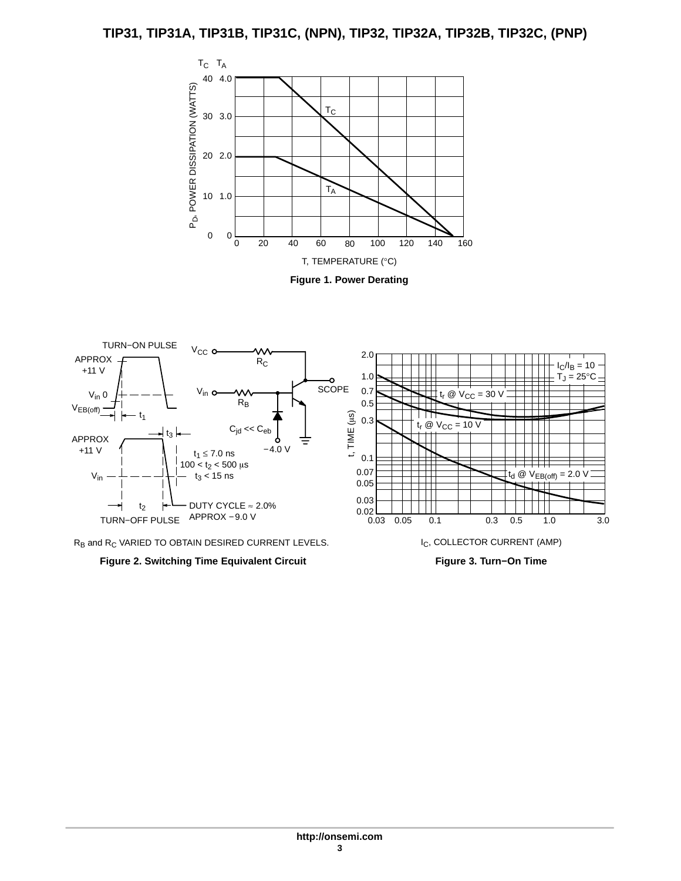Figure 1. Power Derating

$R_B$ and $R_C$ VARIED TO OBTAIN DESIRED CURRENT LEVELS.

Figure 2. Switching Time Equivalent Circuit

Figure 3. Turn−On Time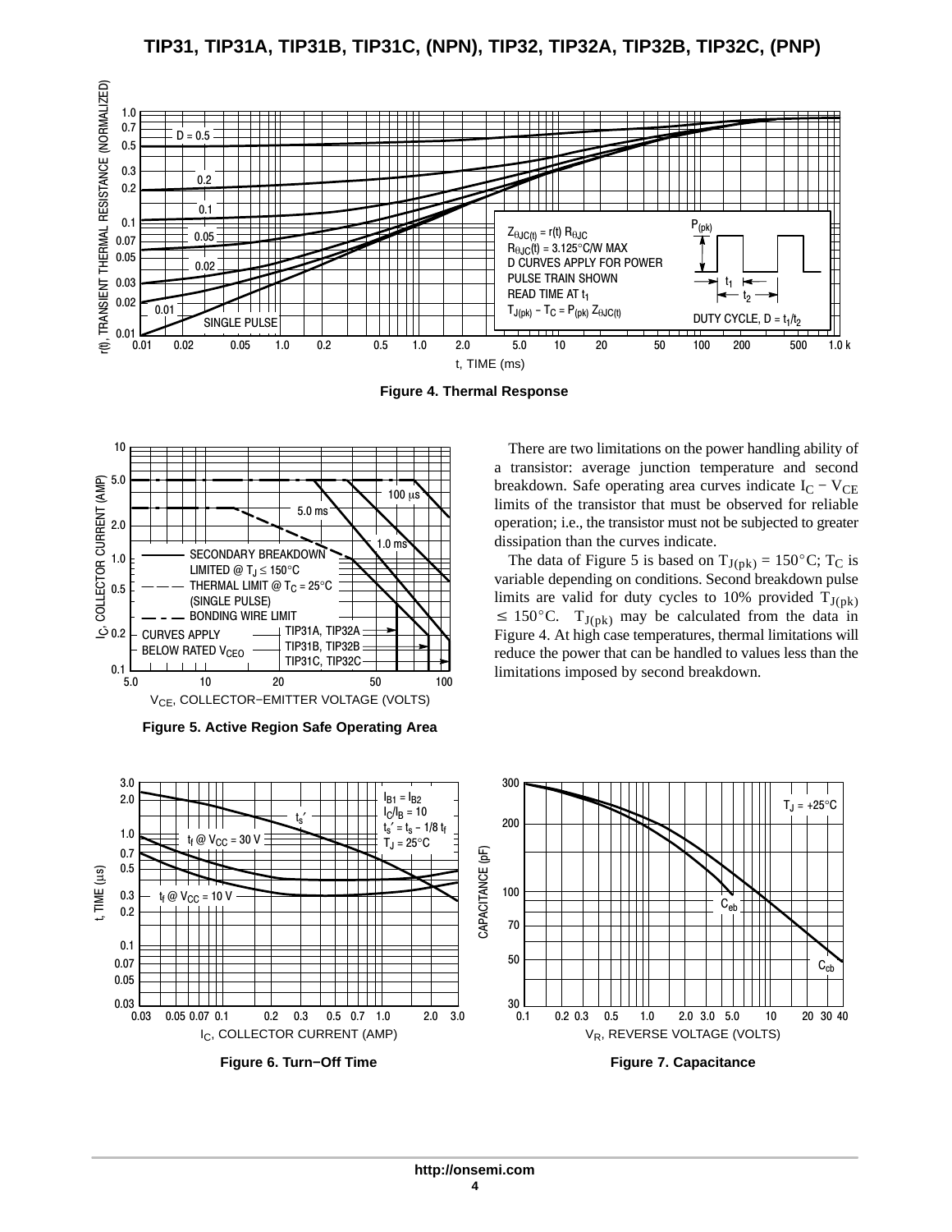**Figure 4. Thermal Response**

**Figure 5. Active Region Safe Operating Area**

There are two limitations on the power handling ability of a transistor: average junction temperature and second breakdown. Safe operating area curves indicate $I_C - V_{CE}$ limits of the transistor that must be observed for reliable operation; i.e., the transistor must not be subjected to greater dissipation than the curves indicate.

The data of Figure 5 is based on $T_{J(pk)} = 150°C$; $T_C$ is variable depending on conditions. Second breakdown pulse limits are valid for duty cycles to 10% provided $T_{J(pk)} \leq 150°C$. $T_{J(pk)}$ may be calculated from the data in Figure 4. At high case temperatures, thermal limitations will reduce the power that can be handled to values less than the limitations imposed by second breakdown.

**Figure 6. Turn−Off Time**

**Figure 7. Capacitance**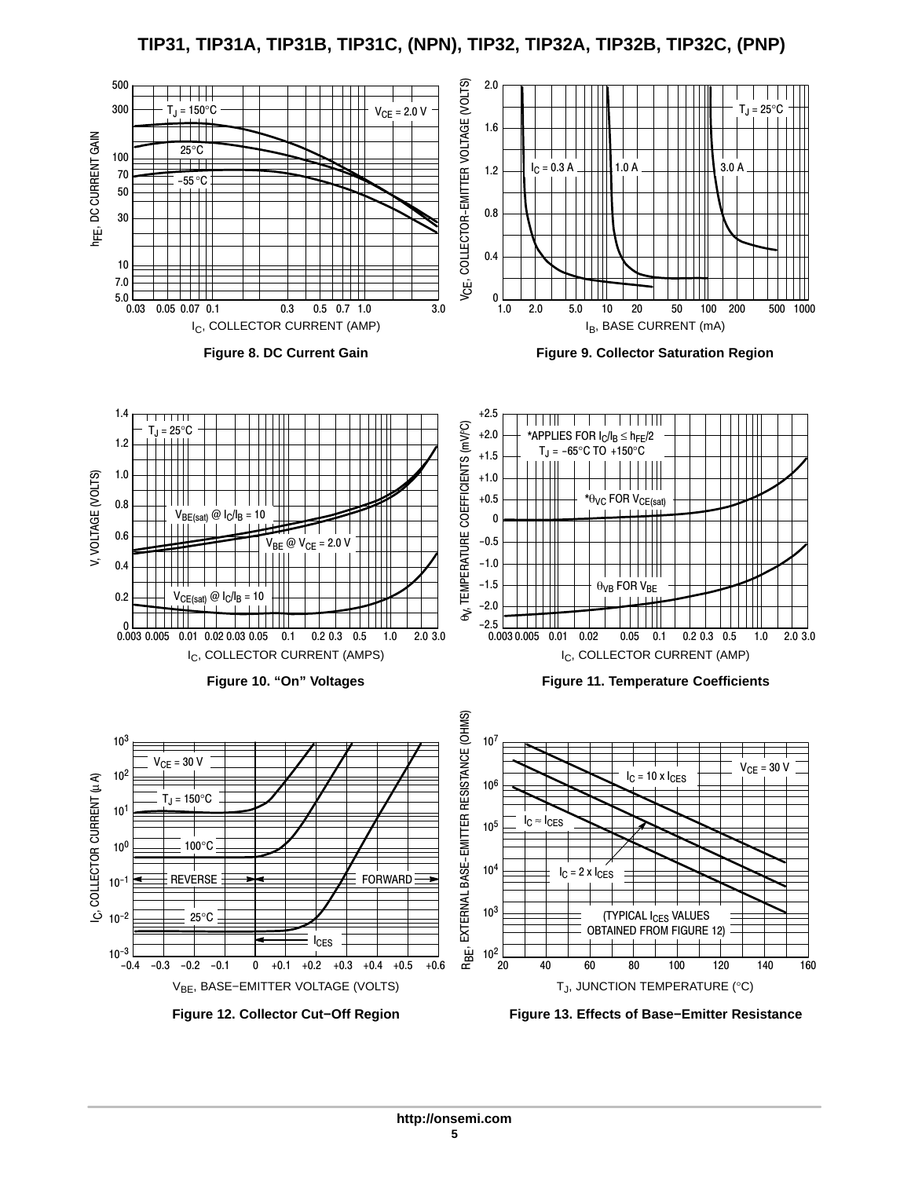Figure 8. DC Current Gain

Figure 9. Collector Saturation Region

Figure 10. “On” Voltages

Figure 11. Temperature Coefficients

Figure 12. Collector Cut−Off Region

Figure 13. Effects of Base−Emitter Resistance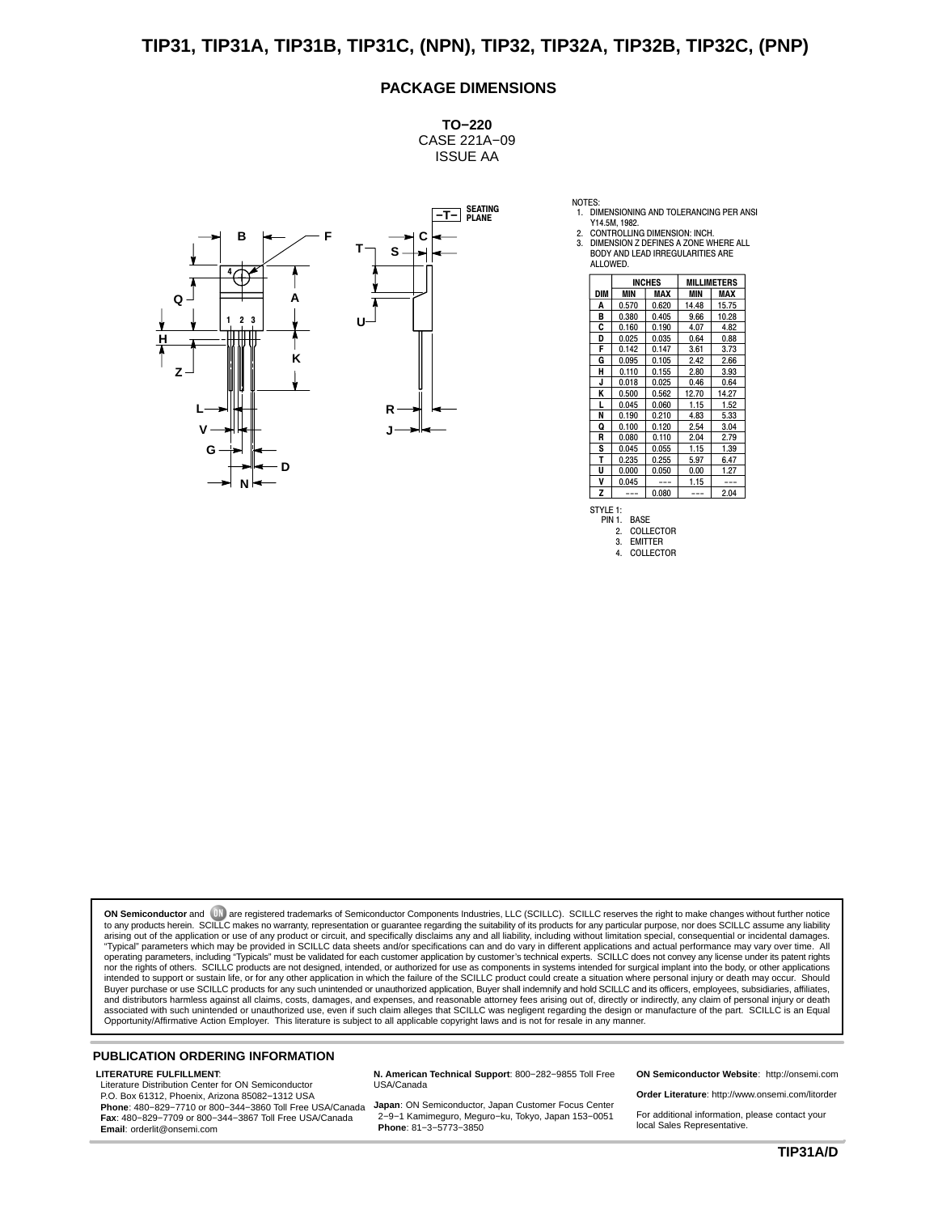## PACKAGE DIMENSIONS

**TO−220**
CASE 221A−09
ISSUE AA

−T− SEATING PLANE

B F C T S Q A U H K Z L R V J G D N

4
1 2 3

NOTES:
1. DIMENSIONING AND TOLERANCING PER ANSI Y14.5M, 1982.
2. CONTROLLING DIMENSION: INCH.
3. DIMENSION Z DEFINES A ZONE WHERE ALL BODY AND LEAD IRREGULARITIES ARE ALLOWED.

| DIM | INCHES | | MILLIMETERS | |
|---|---|---|---|---|
| | MIN | MAX | MIN | MAX |
| A | 0.570 | 0.620 | 14.48 | 15.75 |
| B | 0.380 | 0.405 | 9.66 | 10.28 |
| C | 0.160 | 0.190 | 4.07 | 4.82 |
| D | 0.025 | 0.035 | 0.64 | 0.88 |
| F | 0.142 | 0.147 | 3.61 | 3.73 |
| G | 0.095 | 0.105 | 2.42 | 2.66 |
| H | 0.110 | 0.155 | 2.80 | 3.93 |
| J | 0.018 | 0.025 | 0.46 | 0.64 |
| K | 0.500 | 0.562 | 12.70 | 14.27 |
| L | 0.045 | 0.060 | 1.15 | 1.52 |
| N | 0.190 | 0.210 | 4.83 | 5.33 |
| Q | 0.100 | 0.120 | 2.54 | 3.04 |
| R | 0.080 | 0.110 | 2.04 | 2.79 |
| S | 0.045 | 0.055 | 1.15 | 1.39 |
| T | 0.235 | 0.255 | 5.97 | 6.47 |
| U | 0.000 | 0.050 | 0.00 | 1.27 |
| V | 0.045 | −−− | 1.15 | −−− |
| Z | −−− | 0.080 | −−− | 2.04 |

STYLE 1:
PIN 1. BASE
2. COLLECTOR
3. EMITTER
4. COLLECTOR

**ON Semiconductor** and ON are registered trademarks of Semiconductor Components Industries, LLC (SCILLC). SCILLC reserves the right to make changes without further notice to any products herein. SCILLC makes no warranty, representation or guarantee regarding the suitability of its products for any particular purpose, nor does SCILLC assume any liability arising out of the application or use of any product or circuit, and specifically disclaims any and all liability, including without limitation special, consequential or incidental damages. "Typical" parameters which may be provided in SCILLC data sheets and/or specifications can and do vary in different applications and actual performance may vary over time. All operating parameters, including "Typicals" must be validated for each customer application by customer's technical experts. SCILLC does not convey any license under its patent rights nor the rights of others. SCILLC products are not designed, intended, or authorized for use as components in systems intended for surgical implant into the body, or other applications intended to support or sustain life, or for any other application in which the failure of the SCILLC product could create a situation where personal injury or death may occur. Should Buyer purchase or use SCILLC products for any such unintended or unauthorized application, Buyer shall indemnify and hold SCILLC and its officers, employees, subsidiaries, affiliates, and distributors harmless against all claims, costs, damages, and expenses, and reasonable attorney fees arising out of, directly or indirectly, any claim of personal injury or death associated with such unintended or unauthorized use, even if such claim alleges that SCILLC was negligent regarding the design or manufacture of the part. SCILLC is an Equal Opportunity/Affirmative Action Employer. This literature is subject to all applicable copyright laws and is not for resale in any manner.

## PUBLICATION ORDERING INFORMATION

**LITERATURE FULFILLMENT**:
Literature Distribution Center for ON Semiconductor
P.O. Box 61312, Phoenix, Arizona 85082−1312 USA
**Phone**: 480−829−7710 or 800−344−3860 Toll Free USA/Canada
**Fax**: 480−829−7709 or 800−344−3867 Toll Free USA/Canada
**Email**: orderlit@onsemi.com

**N. American Technical Support**: 800−282−9855 Toll Free USA/Canada

**Japan**: ON Semiconductor, Japan Customer Focus Center
2−9−1 Kamimeguro, Meguro−ku, Tokyo, Japan 153−0051
**Phone**: 81−3−5773−3850

**ON Semiconductor Website**: http://onsemi.com

**Order Literature**: http://www.onsemi.com/litorder

For additional information, please contact your local Sales Representative.

**TIP31A/D**